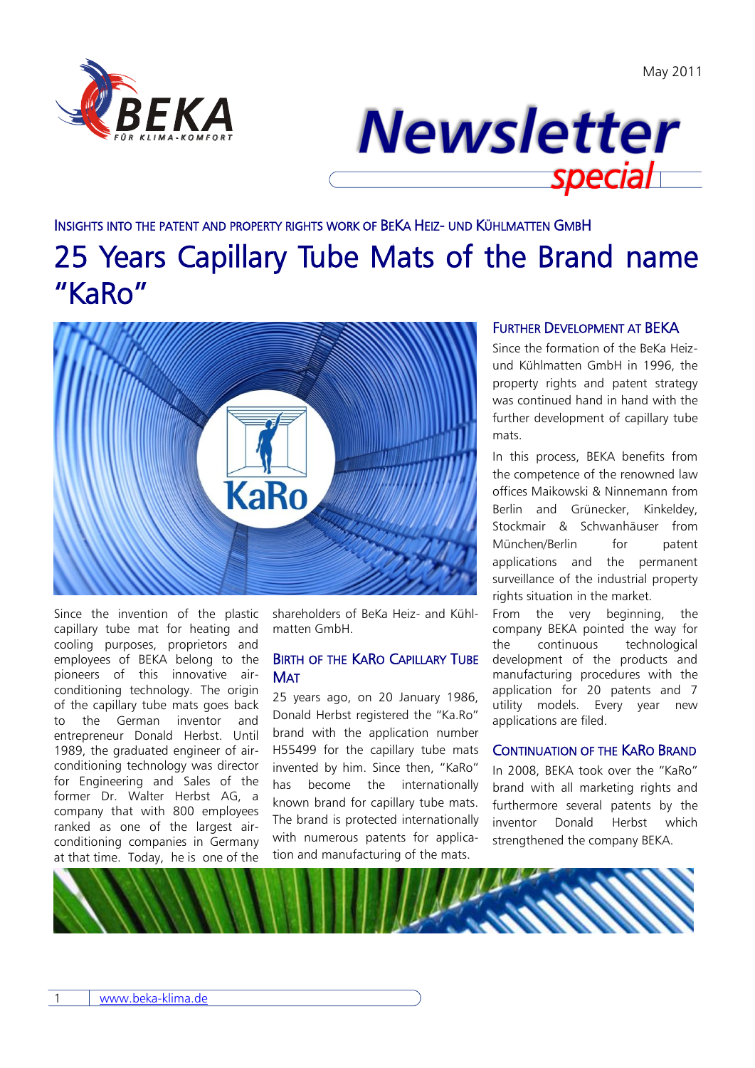# Newsletter special

May 2011

INSIGHTS INTO THE PATENT AND PROPERTY RIGHTS WORK OF BEKA HEIZ- UND KÜHLMATTEN GMBH

# 25 Years Capillary Tube Mats of the Brand name "KaRo"

Since the invention of the plastic capillary tube mat for heating and cooling purposes, proprietors and employees of BEKA belong to the pioneers of this innovative air-conditioning technology. The origin of the capillary tube mats goes back to the German inventor and entrepreneur Donald Herbst. Until 1989, the graduated engineer of air-conditioning technology was director for Engineering and Sales of the former Dr. Walter Herbst AG, a company that with 800 employees ranked as one of the largest air-conditioning companies in Germany at that time. Today, he is one of the shareholders of BeKa Heiz- and Kühlmatten GmbH.

## BIRTH OF THE KARO CAPILLARY TUBE MAT

25 years ago, on 20 January 1986, Donald Herbst registered the "Ka.Ro" brand with the application number H55499 for the capillary tube mats invented by him. Since then, "KaRo" has become the internationally known brand for capillary tube mats. The brand is protected internationally with numerous patents for application and manufacturing of the mats.

## FURTHER DEVELOPMENT AT BEKA

Since the formation of the BeKa Heiz- und Kühlmatten GmbH in 1996, the property rights and patent strategy was continued hand in hand with the further development of capillary tube mats.

In this process, BEKA benefits from the competence of the renowned law offices Maikowski & Ninnemann from Berlin and Grünecker, Kinkeldey, Stockmair & Schwanhäuser from München/Berlin for patent applications and the permanent surveillance of the industrial property rights situation in the market.

From the very beginning, the company BEKA pointed the way for the continuous technological development of the products and manufacturing procedures with the application for 20 patents and 7 utility models. Every year new applications are filed.

## CONTINUATION OF THE KARO BRAND

In 2008, BEKA took over the "KaRo" brand with all marketing rights and furthermore several patents by the inventor Donald Herbst which strengthened the company BEKA.

www.beka-klima.de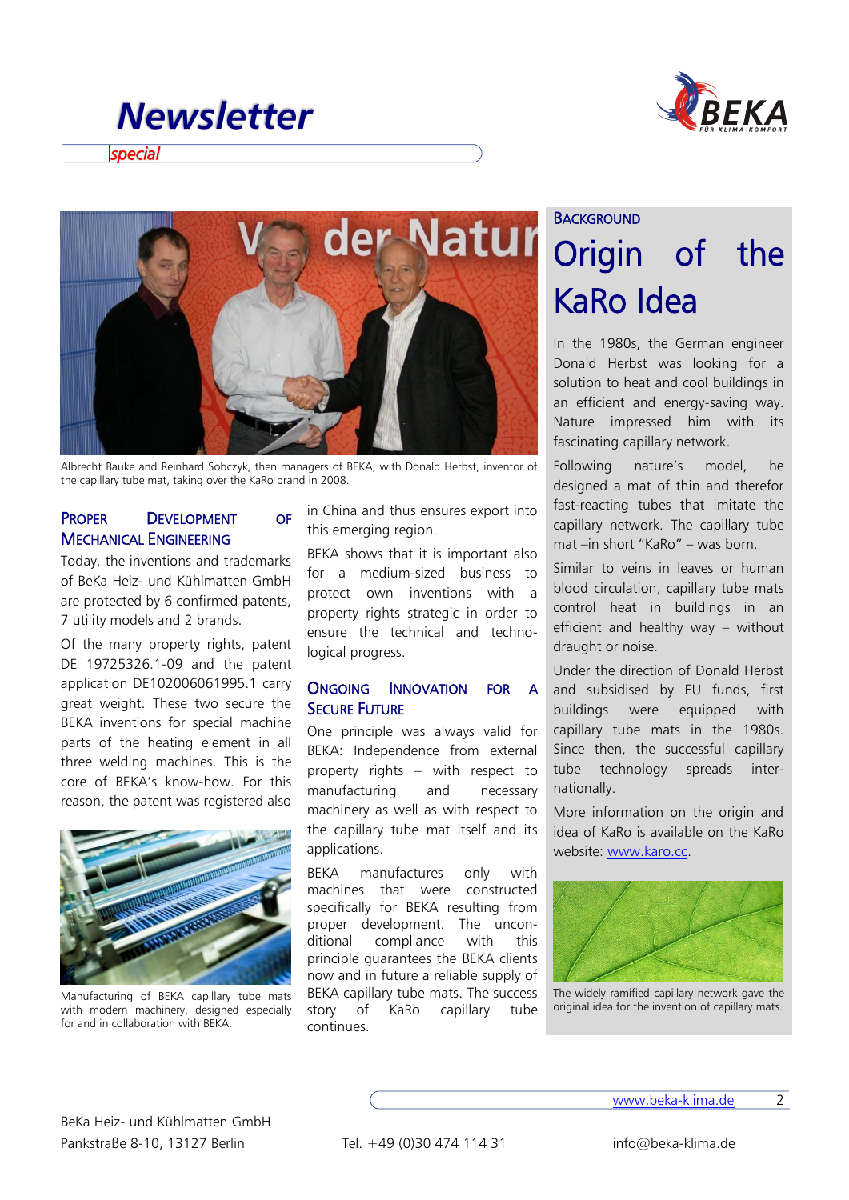# Newsletter

*special*

Albrecht Bauke and Reinhard Sobczyk, then managers of BEKA, with Donald Herbst, inventor of the capillary tube mat, taking over the KaRo brand in 2008.

## Proper Development of Mechanical Engineering

Today, the inventions and trademarks of BeKa Heiz- und Kühlmatten GmbH are protected by 6 confirmed patents, 7 utility models and 2 brands.

Of the many property rights, patent DE 19725326.1-09 and the patent application DE102006061995.1 carry great weight. These two secure the BEKA inventions for special machine parts of the heating element in all three welding machines. This is the core of BEKA's know-how. For this reason, the patent was registered also in China and thus ensures export into this emerging region.

Manufacturing of BEKA capillary tube mats with modern machinery, designed especially for and in collaboration with BEKA.

BEKA shows that it is important also for a medium-sized business to protect own inventions with a property rights strategic in order to ensure the technical and technological progress.

## Ongoing Innovation for a Secure Future

One principle was always valid for BEKA: Independence from external property rights – with respect to manufacturing and necessary machinery as well as with respect to the capillary tube mat itself and its applications.

BEKA manufactures only with machines that were constructed specifically for BEKA resulting from proper development. The unconditional compliance with this principle guarantees the BEKA clients now and in future a reliable supply of BEKA capillary tube mats. The success story of KaRo capillary tube continues.

Background

# Origin of the KaRo Idea

In the 1980s, the German engineer Donald Herbst was looking for a solution to heat and cool buildings in an efficient and energy-saving way. Nature impressed him with its fascinating capillary network.

Following nature's model, he designed a mat of thin and therefor fast-reacting tubes that imitate the capillary network. The capillary tube mat –in short "KaRo" – was born.

Similar to veins in leaves or human blood circulation, capillary tube mats control heat in buildings in an efficient and healthy way – without draught or noise.

Under the direction of Donald Herbst and subsidised by EU funds, first buildings were equipped with capillary tube mats in the 1980s. Since then, the successful capillary tube technology spreads internationally.

More information on the origin and idea of KaRo is available on the KaRo website: www.karo.cc.

The widely ramified capillary network gave the original idea for the invention of capillary mats.

www.beka-klima.de

BeKa Heiz- und Kühlmatten GmbH
Pankstraße 8-10, 13127 Berlin

Tel. +49 (0)30 474 114 31

info@beka-klima.de